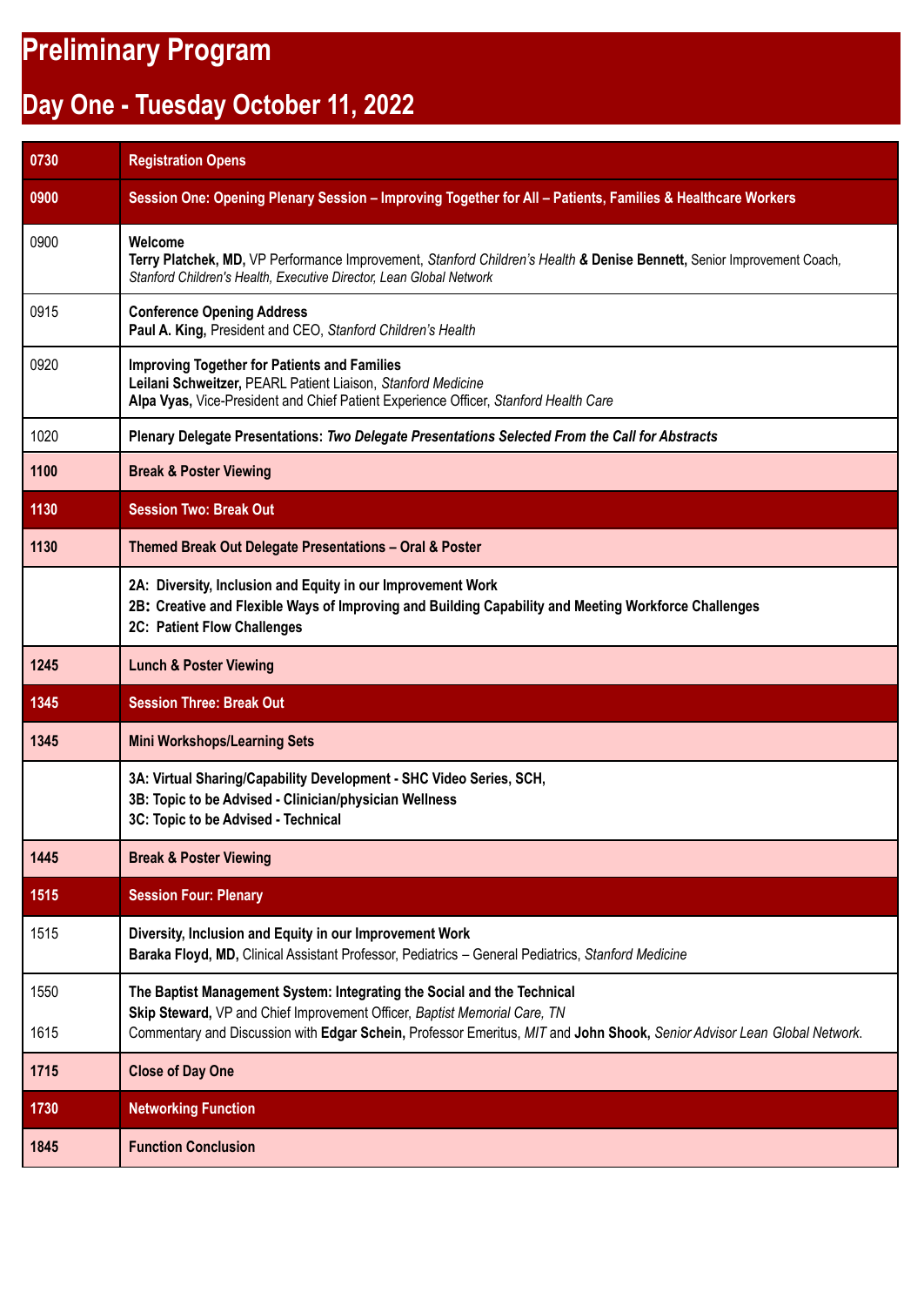# Preliminary Program

## Day One - Tuesday October 11, 2022

| | |
|---|---|
| **0730** | **Registration Opens** |
| **0900** | **Session One: Opening Plenary Session – Improving Together for All – Patients, Families & Healthcare Workers** |
| 0900 | **Welcome**<br>**Terry Platchek, MD,** VP Performance Improvement, *Stanford Children's Health* **& Denise Bennett,** Senior Improvement Coach, *Stanford Children's Health, Executive Director, Lean Global Network* |
| 0915 | **Conference Opening Address**<br>**Paul A. King,** President and CEO, *Stanford Children's Health* |
| 0920 | **Improving Together for Patients and Families**<br>**Leilani Schweitzer,** PEARL Patient Liaison, *Stanford Medicine*<br>**Alpa Vyas,** Vice-President and Chief Patient Experience Officer, *Stanford Health Care* |
| 1020 | **Plenary Delegate Presentations:** ***Two Delegate Presentations Selected From the Call for Abstracts*** |
| **1100** | **Break & Poster Viewing** |
| **1130** | **Session Two: Break Out** |
| **1130** | **Themed Break Out Delegate Presentations – Oral & Poster** |
| | **2A: Diversity, Inclusion and Equity in our Improvement Work**<br>**2B: Creative and Flexible Ways of Improving and Building Capability and Meeting Workforce Challenges**<br>**2C: Patient Flow Challenges** |
| **1245** | **Lunch & Poster Viewing** |
| **1345** | **Session Three: Break Out** |
| **1345** | **Mini Workshops/Learning Sets** |
| | **3A: Virtual Sharing/Capability Development - SHC Video Series, SCH,**<br>**3B: Topic to be Advised - Clinician/physician Wellness**<br>**3C: Topic to be Advised - Technical** |
| **1445** | **Break & Poster Viewing** |
| **1515** | **Session Four: Plenary** |
| 1515 | **Diversity, Inclusion and Equity in our Improvement Work**<br>**Baraka Floyd, MD,** Clinical Assistant Professor, Pediatrics – General Pediatrics, *Stanford Medicine* |
| 1550<br><br>1615 | **The Baptist Management System: Integrating the Social and the Technical**<br>**Skip Steward,** VP and Chief Improvement Officer, *Baptist Memorial Care, TN*<br>Commentary and Discussion with **Edgar Schein,** Professor Emeritus, *MIT* and **John Shook,** *Senior Advisor Lean Global Network.* |
| **1715** | **Close of Day One** |
| **1730** | **Networking Function** |
| **1845** | **Function Conclusion** |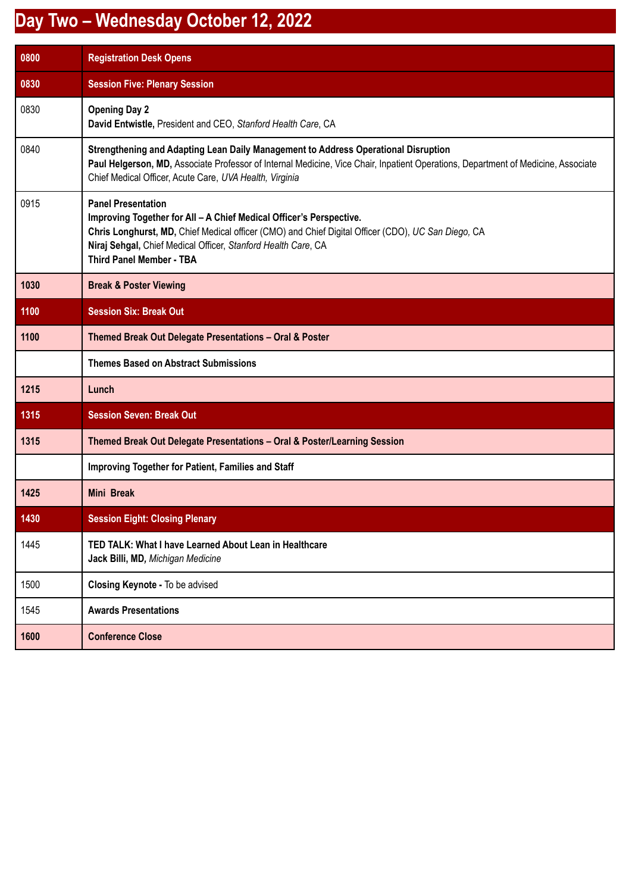# Day Two – Wednesday October 12, 2022

| | |
|---|---|
| **0800** | **Registration Desk Opens** |
| **0830** | **Session Five: Plenary Session** |
| 0830 | **Opening Day 2**<br>**David Entwistle,** President and CEO, *Stanford Health Care*, CA |
| 0840 | **Strengthening and Adapting Lean Daily Management to Address Operational Disruption**<br>**Paul Helgerson, MD,** Associate Professor of Internal Medicine, Vice Chair, Inpatient Operations, Department of Medicine, Associate Chief Medical Officer, Acute Care, *UVA Health, Virginia* |
| 0915 | **Panel Presentation**<br>**Improving Together for All – A Chief Medical Officer's Perspective.**<br>**Chris Longhurst, MD,** Chief Medical officer (CMO) and Chief Digital Officer (CDO), *UC San Diego,* CA<br>**Niraj Sehgal,** Chief Medical Officer, *Stanford Health Care*, CA<br>**Third Panel Member - TBA** |
| **1030** | **Break & Poster Viewing** |
| **1100** | **Session Six: Break Out** |
| **1100** | **Themed Break Out Delegate Presentations – Oral & Poster** |
| | **Themes Based on Abstract Submissions** |
| **1215** | **Lunch** |
| **1315** | **Session Seven: Break Out** |
| **1315** | **Themed Break Out Delegate Presentations – Oral & Poster/Learning Session** |
| | **Improving Together for Patient, Families and Staff** |
| **1425** | **Mini Break** |
| **1430** | **Session Eight: Closing Plenary** |
| 1445 | **TED TALK: What I have Learned About Lean in Healthcare**<br>**Jack Billi, MD***, Michigan Medicine* |
| 1500 | **Closing Keynote -** To be advised |
| 1545 | **Awards Presentations** |
| **1600** | **Conference Close** |